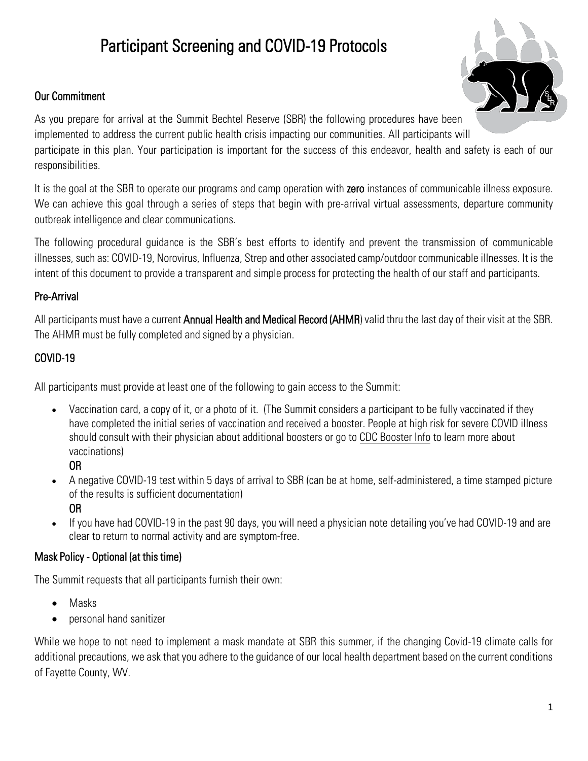# Participant Screening and COVID-19 Protocols

## Our Commitment

As you prepare for arrival at the Summit Bechtel Reserve (SBR) the following procedures have been implemented to address the current public health crisis impacting our communities. All participants will participate in this plan. Your participation is important for the success of this endeavor, health and safety is each of our responsibilities.

It is the goal at the SBR to operate our programs and camp operation with **zero** instances of communicable illness exposure. We can achieve this goal through a series of steps that begin with pre-arrival virtual assessments, departure community outbreak intelligence and clear communications.

The following procedural guidance is the SBR's best efforts to identify and prevent the transmission of communicable illnesses, such as: COVID-19, Norovirus, Influenza, Strep and other associated camp/outdoor communicable illnesses. It is the intent of this document to provide a transparent and simple process for protecting the health of our staff and participants.

## Pre-Arrival

All participants must have a current **Annual Health and Medical Record (AHMR)** valid thru the last day of their visit at the SBR. The AHMR must be fully completed and signed by a physician.

## COVID-19

All participants must provide at least one of the following to gain access to the Summit:

- Vaccination card, a copy of it, or a photo of it. (The Summit considers a participant to be fully vaccinated if they have completed the initial series of vaccination and received a booster. People at high risk for severe COVID illness should consult with their physician about additional boosters or go to CDC Booster Info to learn more about vaccinations)
  **OR**
- A negative COVID-19 test within 5 days of arrival to SBR (can be at home, self-administered, a time stamped picture of the results is sufficient documentation)
  **OR**
- If you have had COVID-19 in the past 90 days, you will need a physician note detailing you've had COVID-19 and are clear to return to normal activity and are symptom-free.

## Mask Policy - Optional (at this time)

The Summit requests that all participants furnish their own:

- Masks
- personal hand sanitizer

While we hope to not need to implement a mask mandate at SBR this summer, if the changing Covid-19 climate calls for additional precautions, we ask that you adhere to the guidance of our local health department based on the current conditions of Fayette County, WV.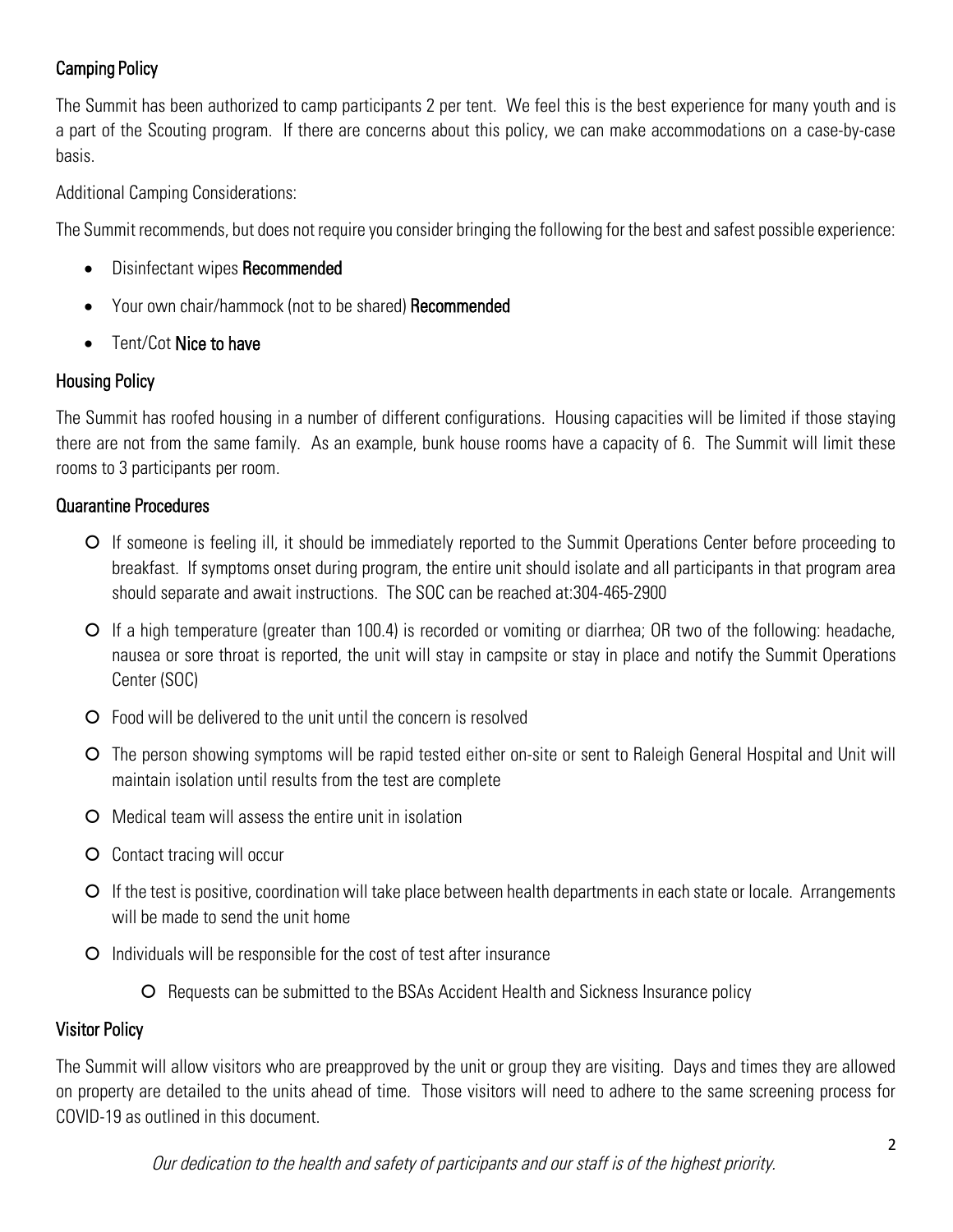## Camping Policy

The Summit has been authorized to camp participants 2 per tent. We feel this is the best experience for many youth and is a part of the Scouting program. If there are concerns about this policy, we can make accommodations on a case-by-case basis.

Additional Camping Considerations:

The Summit recommends, but does not require you consider bringing the following for the best and safest possible experience:

- Disinfectant wipes **Recommended**
- Your own chair/hammock (not to be shared) **Recommended**
- Tent/Cot **Nice to have**

## Housing Policy

The Summit has roofed housing in a number of different configurations. Housing capacities will be limited if those staying there are not from the same family. As an example, bunk house rooms have a capacity of 6. The Summit will limit these rooms to 3 participants per room.

## Quarantine Procedures

- If someone is feeling ill, it should be immediately reported to the Summit Operations Center before proceeding to breakfast. If symptoms onset during program, the entire unit should isolate and all participants in that program area should separate and await instructions. The SOC can be reached at:304-465-2900
- If a high temperature (greater than 100.4) is recorded or vomiting or diarrhea; OR two of the following: headache, nausea or sore throat is reported, the unit will stay in campsite or stay in place and notify the Summit Operations Center (SOC)
- Food will be delivered to the unit until the concern is resolved
- The person showing symptoms will be rapid tested either on-site or sent to Raleigh General Hospital and Unit will maintain isolation until results from the test are complete
- Medical team will assess the entire unit in isolation
- Contact tracing will occur
- If the test is positive, coordination will take place between health departments in each state or locale. Arrangements will be made to send the unit home
- Individuals will be responsible for the cost of test after insurance
    - Requests can be submitted to the BSAs Accident Health and Sickness Insurance policy

## Visitor Policy

The Summit will allow visitors who are preapproved by the unit or group they are visiting. Days and times they are allowed on property are detailed to the units ahead of time. Those visitors will need to adhere to the same screening process for COVID-19 as outlined in this document.

*Our dedication to the health and safety of participants and our staff is of the highest priority.*